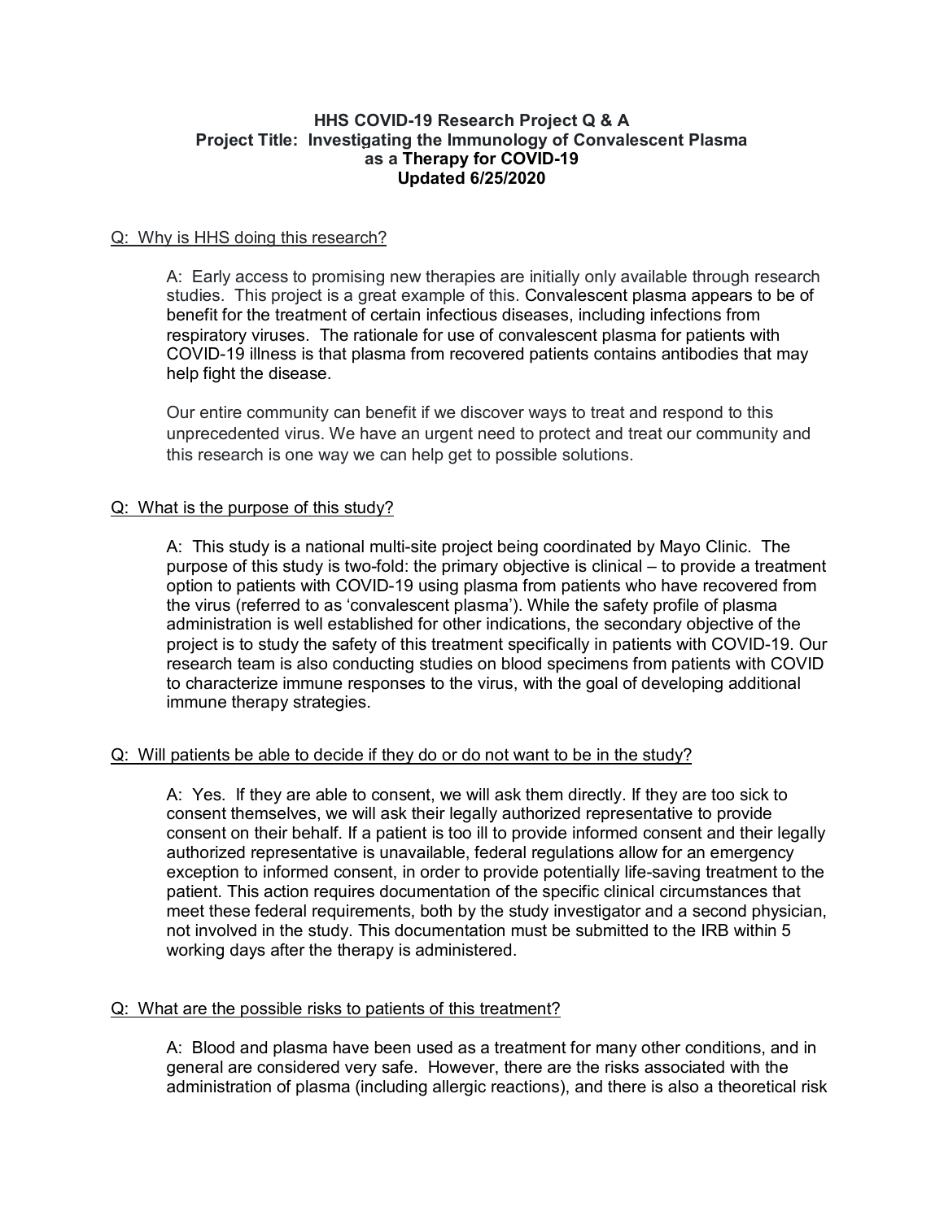**HHS COVID-19 Research Project Q & A**
**Project Title: Investigating the Immunology of Convalescent Plasma as a Therapy for COVID-19**
**Updated 6/25/2020**

Q: Why is HHS doing this research?

A: Early access to promising new therapies are initially only available through research studies. This project is a great example of this. Convalescent plasma appears to be of benefit for the treatment of certain infectious diseases, including infections from respiratory viruses. The rationale for use of convalescent plasma for patients with COVID-19 illness is that plasma from recovered patients contains antibodies that may help fight the disease.

Our entire community can benefit if we discover ways to treat and respond to this unprecedented virus. We have an urgent need to protect and treat our community and this research is one way we can help get to possible solutions.

Q: What is the purpose of this study?

A: This study is a national multi-site project being coordinated by Mayo Clinic. The purpose of this study is two-fold: the primary objective is clinical – to provide a treatment option to patients with COVID-19 using plasma from patients who have recovered from the virus (referred to as 'convalescent plasma'). While the safety profile of plasma administration is well established for other indications, the secondary objective of the project is to study the safety of this treatment specifically in patients with COVID-19. Our research team is also conducting studies on blood specimens from patients with COVID to characterize immune responses to the virus, with the goal of developing additional immune therapy strategies.

Q: Will patients be able to decide if they do or do not want to be in the study?

A: Yes. If they are able to consent, we will ask them directly. If they are too sick to consent themselves, we will ask their legally authorized representative to provide consent on their behalf. If a patient is too ill to provide informed consent and their legally authorized representative is unavailable, federal regulations allow for an emergency exception to informed consent, in order to provide potentially life-saving treatment to the patient. This action requires documentation of the specific clinical circumstances that meet these federal requirements, both by the study investigator and a second physician, not involved in the study. This documentation must be submitted to the IRB within 5 working days after the therapy is administered.

Q: What are the possible risks to patients of this treatment?

A: Blood and plasma have been used as a treatment for many other conditions, and in general are considered very safe. However, there are the risks associated with the administration of plasma (including allergic reactions), and there is also a theoretical risk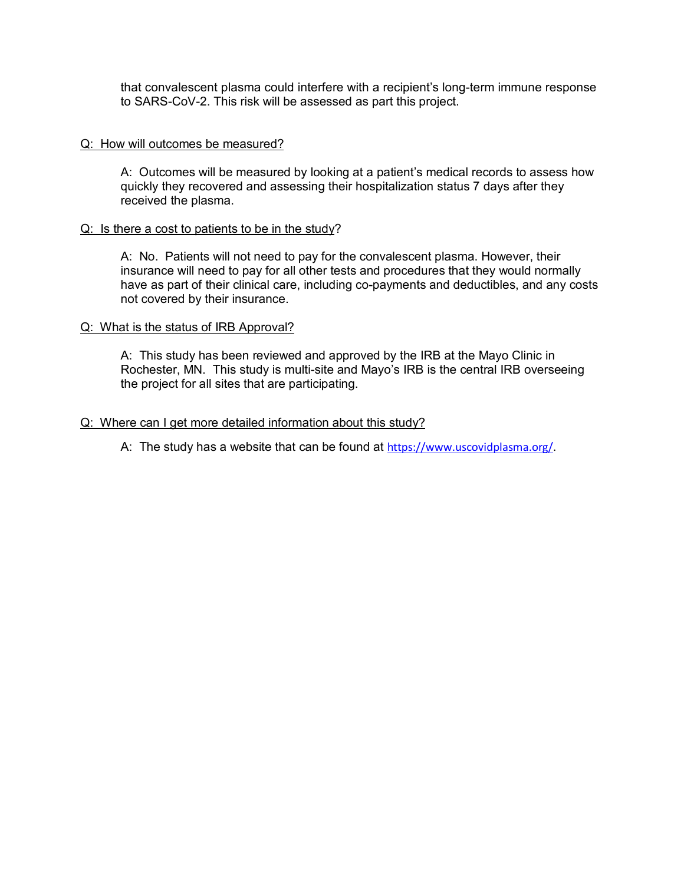that convalescent plasma could interfere with a recipient's long-term immune response to SARS-CoV-2. This risk will be assessed as part this project.

<u>Q: How will outcomes be measured?</u>

A: Outcomes will be measured by looking at a patient's medical records to assess how quickly they recovered and assessing their hospitalization status 7 days after they received the plasma.

<u>Q: Is there a cost to patients to be in the study</u>?

A: No. Patients will not need to pay for the convalescent plasma. However, their insurance will need to pay for all other tests and procedures that they would normally have as part of their clinical care, including co-payments and deductibles, and any costs not covered by their insurance.

<u>Q: What is the status of IRB Approval?</u>

A: This study has been reviewed and approved by the IRB at the Mayo Clinic in Rochester, MN. This study is multi-site and Mayo's IRB is the central IRB overseeing the project for all sites that are participating.

<u>Q: Where can I get more detailed information about this study?</u>

A: The study has a website that can be found at https://www.uscovidplasma.org/.